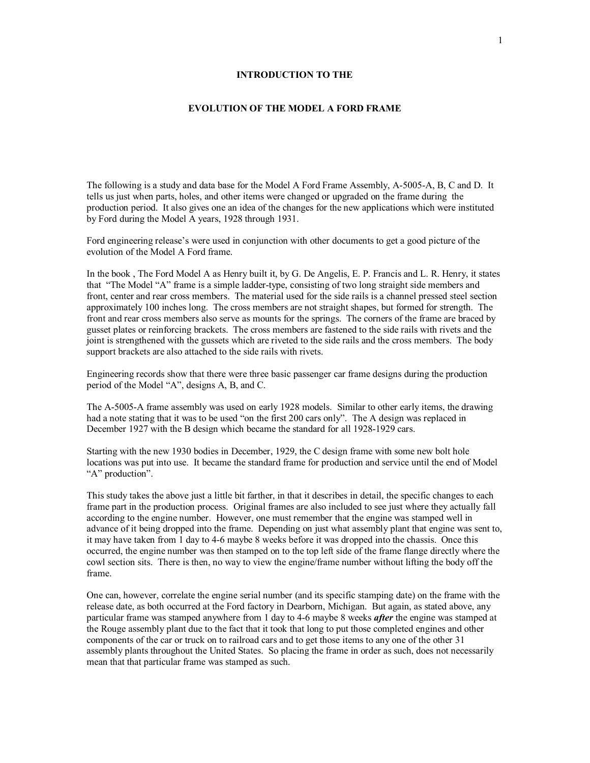# INTRODUCTION TO THE

# EVOLUTION OF THE MODEL A FORD FRAME

The following is a study and data base for the Model A Ford Frame Assembly, A-5005-A, B, C and D. It tells us just when parts, holes, and other items were changed or upgraded on the frame during the production period. It also gives one an idea of the changes for the new applications which were instituted by Ford during the Model A years, 1928 through 1931.

Ford engineering release's were used in conjunction with other documents to get a good picture of the evolution of the Model A Ford frame.

In the book , The Ford Model A as Henry built it, by G. De Angelis, E. P. Francis and L. R. Henry, it states that "The Model "A" frame is a simple ladder-type, consisting of two long straight side members and front, center and rear cross members. The material used for the side rails is a channel pressed steel section approximately 100 inches long. The cross members are not straight shapes, but formed for strength. The front and rear cross members also serve as mounts for the springs. The corners of the frame are braced by gusset plates or reinforcing brackets. The cross members are fastened to the side rails with rivets and the joint is strengthened with the gussets which are riveted to the side rails and the cross members. The body support brackets are also attached to the side rails with rivets.

Engineering records show that there were three basic passenger car frame designs during the production period of the Model "A", designs A, B, and C.

The A-5005-A frame assembly was used on early 1928 models. Similar to other early items, the drawing had a note stating that it was to be used "on the first 200 cars only". The A design was replaced in December 1927 with the B design which became the standard for all 1928-1929 cars.

Starting with the new 1930 bodies in December, 1929, the C design frame with some new bolt hole locations was put into use. It became the standard frame for production and service until the end of Model "A" production".

This study takes the above just a little bit farther, in that it describes in detail, the specific changes to each frame part in the production process. Original frames are also included to see just where they actually fall according to the engine number. However, one must remember that the engine was stamped well in advance of it being dropped into the frame. Depending on just what assembly plant that engine was sent to, it may have taken from 1 day to 4-6 maybe 8 weeks before it was dropped into the chassis. Once this occurred, the engine number was then stamped on to the top left side of the frame flange directly where the cowl section sits. There is then, no way to view the engine/frame number without lifting the body off the frame.

One can, however, correlate the engine serial number (and its specific stamping date) on the frame with the release date, as both occurred at the Ford factory in Dearborn, Michigan. But again, as stated above, any particular frame was stamped anywhere from 1 day to 4-6 maybe 8 weeks ***after*** the engine was stamped at the Rouge assembly plant due to the fact that it took that long to put those completed engines and other components of the car or truck on to railroad cars and to get those items to any one of the other 31 assembly plants throughout the United States. So placing the frame in order as such, does not necessarily mean that that particular frame was stamped as such.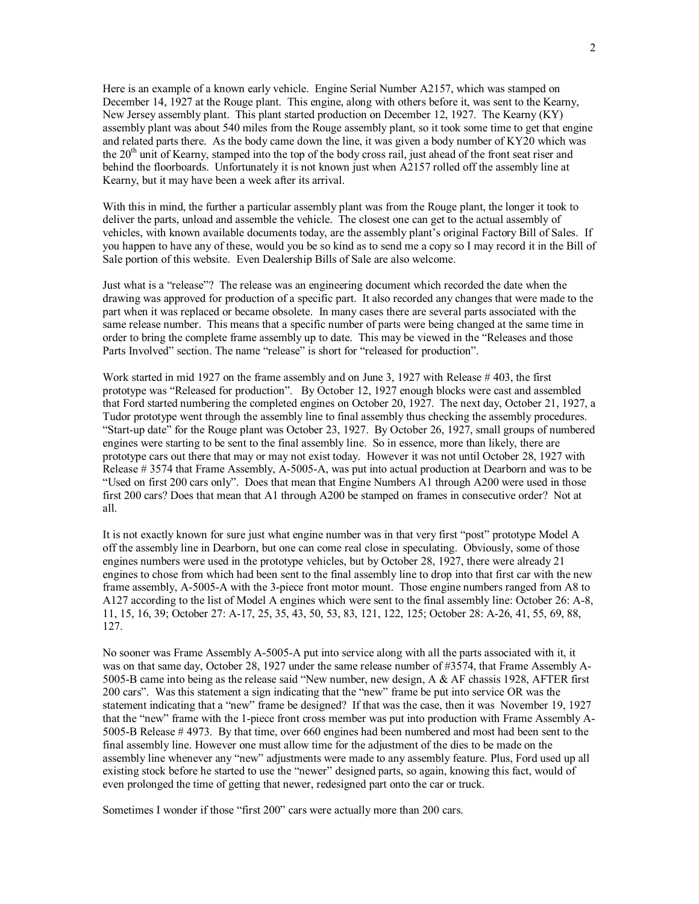Here is an example of a known early vehicle. Engine Serial Number A2157, which was stamped on December 14, 1927 at the Rouge plant. This engine, along with others before it, was sent to the Kearny, New Jersey assembly plant. This plant started production on December 12, 1927. The Kearny (KY) assembly plant was about 540 miles from the Rouge assembly plant, so it took some time to get that engine and related parts there. As the body came down the line, it was given a body number of KY20 which was the 20th unit of Kearny, stamped into the top of the body cross rail, just ahead of the front seat riser and behind the floorboards. Unfortunately it is not known just when A2157 rolled off the assembly line at Kearny, but it may have been a week after its arrival.

With this in mind, the further a particular assembly plant was from the Rouge plant, the longer it took to deliver the parts, unload and assemble the vehicle. The closest one can get to the actual assembly of vehicles, with known available documents today, are the assembly plant's original Factory Bill of Sales. If you happen to have any of these, would you be so kind as to send me a copy so I may record it in the Bill of Sale portion of this website. Even Dealership Bills of Sale are also welcome.

Just what is a "release"? The release was an engineering document which recorded the date when the drawing was approved for production of a specific part. It also recorded any changes that were made to the part when it was replaced or became obsolete. In many cases there are several parts associated with the same release number. This means that a specific number of parts were being changed at the same time in order to bring the complete frame assembly up to date. This may be viewed in the "Releases and those Parts Involved" section. The name "release" is short for "released for production".

Work started in mid 1927 on the frame assembly and on June 3, 1927 with Release # 403, the first prototype was "Released for production". By October 12, 1927 enough blocks were cast and assembled that Ford started numbering the completed engines on October 20, 1927. The next day, October 21, 1927, a Tudor prototype went through the assembly line to final assembly thus checking the assembly procedures. "Start-up date" for the Rouge plant was October 23, 1927. By October 26, 1927, small groups of numbered engines were starting to be sent to the final assembly line. So in essence, more than likely, there are prototype cars out there that may or may not exist today. However it was not until October 28, 1927 with Release # 3574 that Frame Assembly, A-5005-A, was put into actual production at Dearborn and was to be "Used on first 200 cars only". Does that mean that Engine Numbers A1 through A200 were used in those first 200 cars? Does that mean that A1 through A200 be stamped on frames in consecutive order? Not at all.

It is not exactly known for sure just what engine number was in that very first "post" prototype Model A off the assembly line in Dearborn, but one can come real close in speculating. Obviously, some of those engines numbers were used in the prototype vehicles, but by October 28, 1927, there were already 21 engines to chose from which had been sent to the final assembly line to drop into that first car with the new frame assembly, A-5005-A with the 3-piece front motor mount. Those engine numbers ranged from A8 to A127 according to the list of Model A engines which were sent to the final assembly line: October 26: A-8, 11, 15, 16, 39; October 27: A-17, 25, 35, 43, 50, 53, 83, 121, 122, 125; October 28: A-26, 41, 55, 69, 88, 127.

No sooner was Frame Assembly A-5005-A put into service along with all the parts associated with it, it was on that same day, October 28, 1927 under the same release number of #3574, that Frame Assembly A-5005-B came into being as the release said "New number, new design, A & AF chassis 1928, AFTER first 200 cars". Was this statement a sign indicating that the "new" frame be put into service OR was the statement indicating that a "new" frame be designed? If that was the case, then it was November 19, 1927 that the "new" frame with the 1-piece front cross member was put into production with Frame Assembly A-5005-B Release # 4973. By that time, over 660 engines had been numbered and most had been sent to the final assembly line. However one must allow time for the adjustment of the dies to be made on the assembly line whenever any "new" adjustments were made to any assembly feature. Plus, Ford used up all existing stock before he started to use the "newer" designed parts, so again, knowing this fact, would of even prolonged the time of getting that newer, redesigned part onto the car or truck.

Sometimes I wonder if those "first 200" cars were actually more than 200 cars.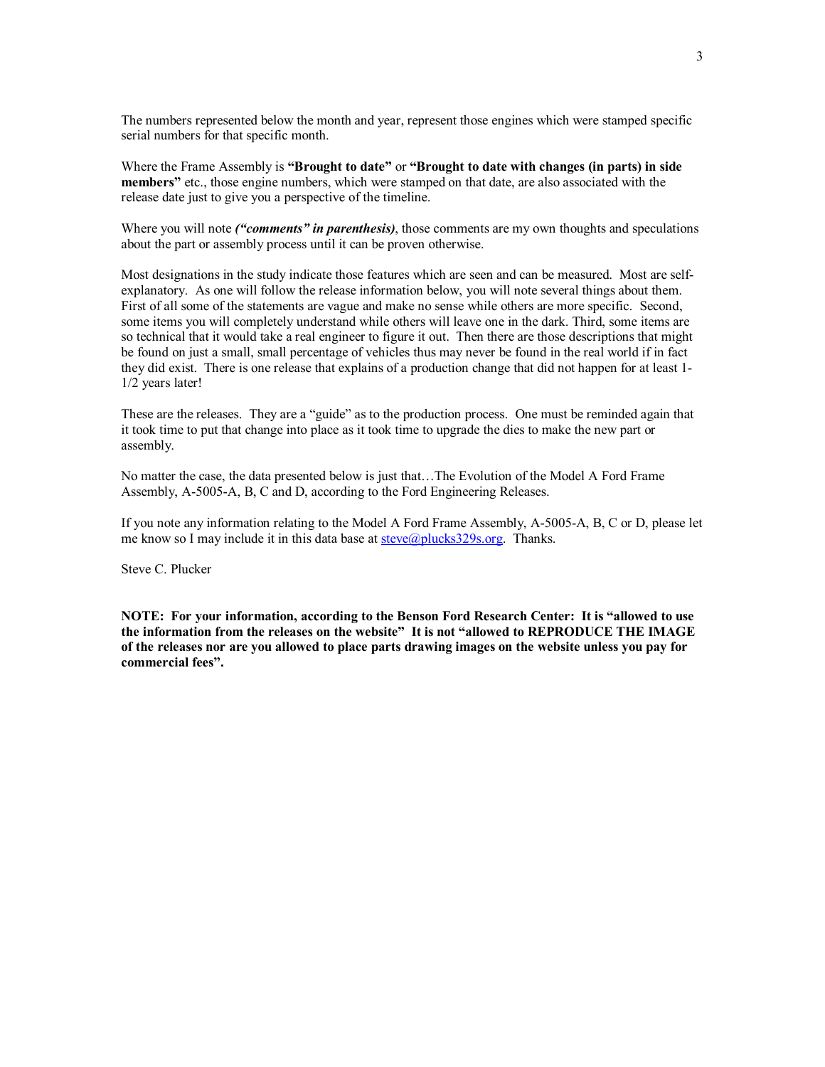The numbers represented below the month and year, represent those engines which were stamped specific serial numbers for that specific month.

Where the Frame Assembly is **"Brought to date"** or **"Brought to date with changes (in parts) in side members"** etc., those engine numbers, which were stamped on that date, are also associated with the release date just to give you a perspective of the timeline.

Where you will note ***("comments" in parenthesis)***, those comments are my own thoughts and speculations about the part or assembly process until it can be proven otherwise.

Most designations in the study indicate those features which are seen and can be measured. Most are self-explanatory. As one will follow the release information below, you will note several things about them. First of all some of the statements are vague and make no sense while others are more specific. Second, some items you will completely understand while others will leave one in the dark. Third, some items are so technical that it would take a real engineer to figure it out. Then there are those descriptions that might be found on just a small, small percentage of vehicles thus may never be found in the real world if in fact they did exist. There is one release that explains of a production change that did not happen for at least 1-1/2 years later!

These are the releases. They are a "guide" as to the production process. One must be reminded again that it took time to put that change into place as it took time to upgrade the dies to make the new part or assembly.

No matter the case, the data presented below is just that…The Evolution of the Model A Ford Frame Assembly, A-5005-A, B, C and D, according to the Ford Engineering Releases.

If you note any information relating to the Model A Ford Frame Assembly, A-5005-A, B, C or D, please let me know so I may include it in this data base at steve@plucks329s.org. Thanks.

Steve C. Plucker

**NOTE: For your information, according to the Benson Ford Research Center: It is "allowed to use the information from the releases on the website" It is not "allowed to REPRODUCE THE IMAGE of the releases nor are you allowed to place parts drawing images on the website unless you pay for commercial fees".**